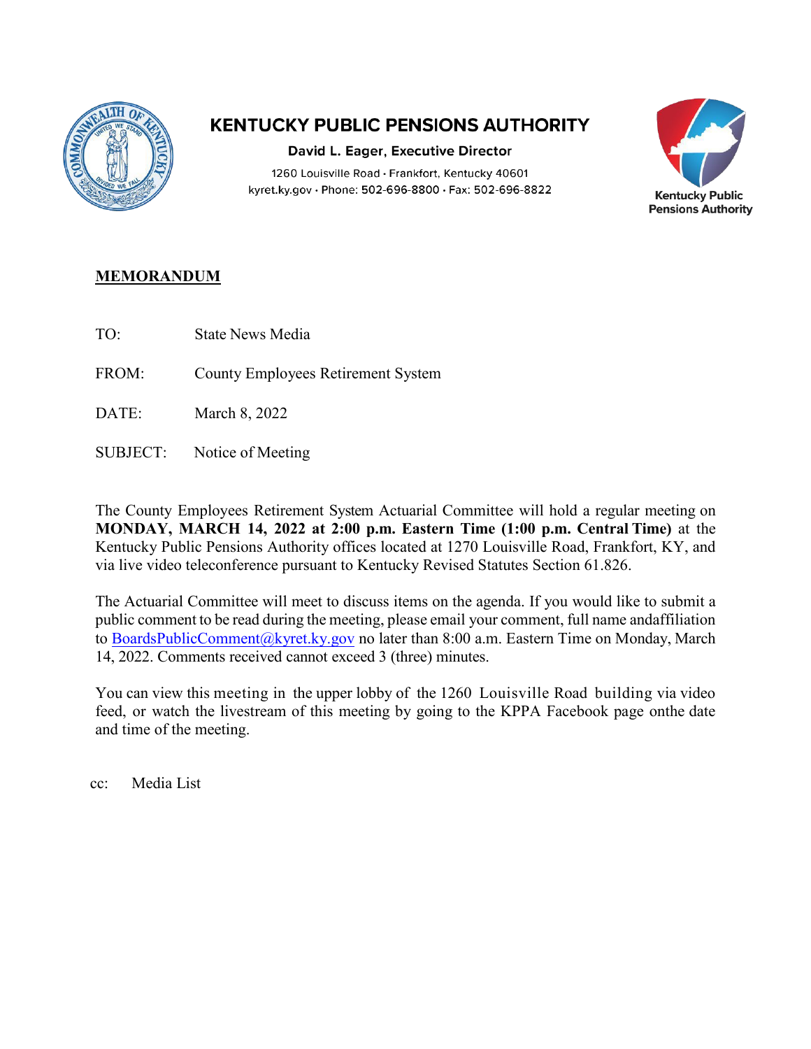# KENTUCKY PUBLIC PENSIONS AUTHORITY

**David L. Eager, Executive Director**

1260 Louisville Road • Frankfort, Kentucky 40601
kyret.ky.gov • Phone: 502-696-8800 • Fax: 502-696-8822

Kentucky Public Pensions Authority

**MEMORANDUM**

TO: State News Media

FROM: County Employees Retirement System

DATE: March 8, 2022

SUBJECT: Notice of Meeting

The County Employees Retirement System Actuarial Committee will hold a regular meeting on **MONDAY, MARCH 14, 2022 at 2:00 p.m. Eastern Time (1:00 p.m. Central Time)** at the Kentucky Public Pensions Authority offices located at 1270 Louisville Road, Frankfort, KY, and via live video teleconference pursuant to Kentucky Revised Statutes Section 61.826.

The Actuarial Committee will meet to discuss items on the agenda. If you would like to submit a public comment to be read during the meeting, please email your comment, full name andaffiliation to BoardsPublicComment@kyret.ky.gov no later than 8:00 a.m. Eastern Time on Monday, March 14, 2022. Comments received cannot exceed 3 (three) minutes.

You can view this meeting in the upper lobby of the 1260 Louisville Road building via video feed, or watch the livestream of this meeting by going to the KPPA Facebook page onthe date and time of the meeting.

cc: Media List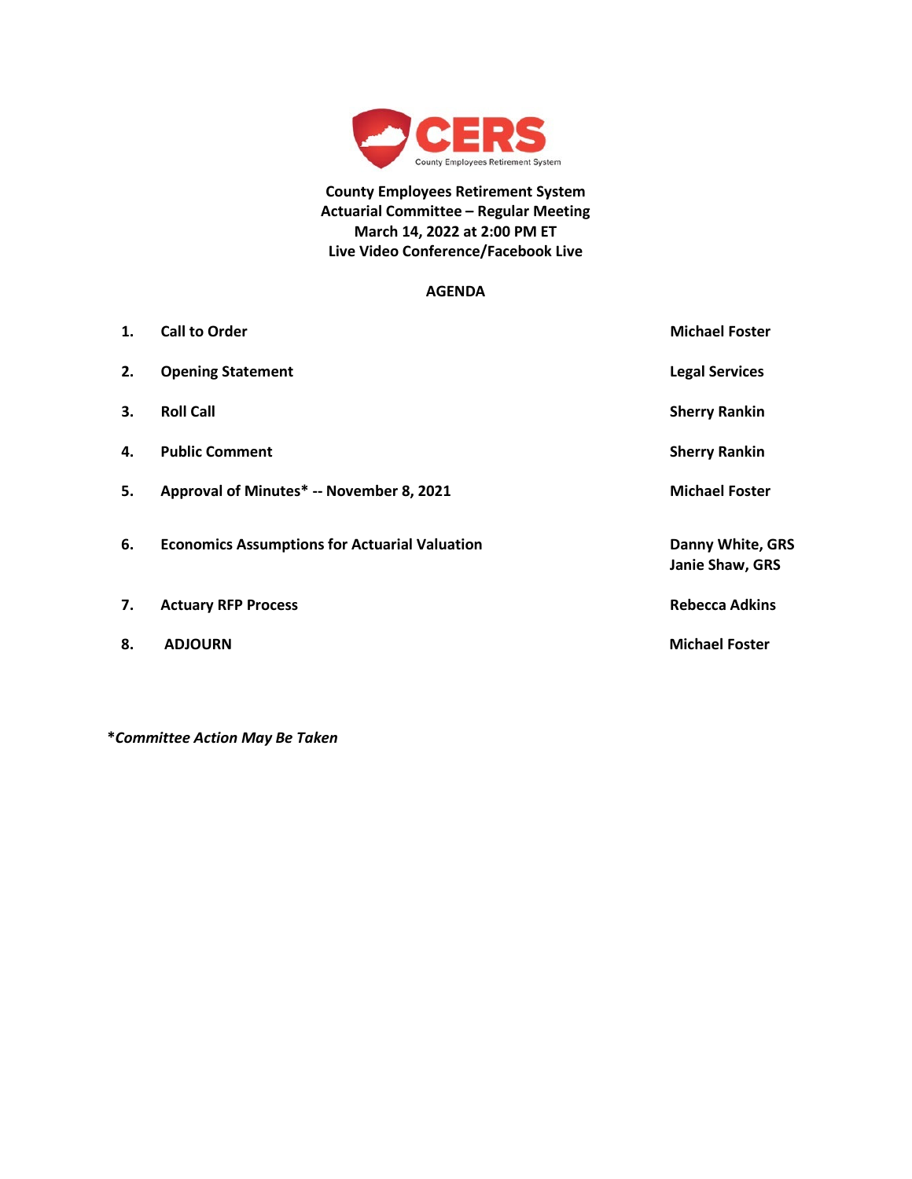CERS

County Employees Retirement System

**County Employees Retirement System**
**Actuarial Committee – Regular Meeting**
**March 14, 2022 at 2:00 PM ET**
**Live Video Conference/Facebook Live**

## AGENDA

| | | |
|---|---|---|
| **1.** | **Call to Order** | **Michael Foster** |
| **2.** | **Opening Statement** | **Legal Services** |
| **3.** | **Roll Call** | **Sherry Rankin** |
| **4.** | **Public Comment** | **Sherry Rankin** |
| **5.** | **Approval of Minutes* -- November 8, 2021** | **Michael Foster** |
| **6.** | **Economics Assumptions for Actuarial Valuation** | **Danny White, GRS**<br>**Janie Shaw, GRS** |
| **7.** | **Actuary RFP Process** | **Rebecca Adkins** |
| **8.** | **ADJOURN** | **Michael Foster** |

***Committee Action May Be Taken***